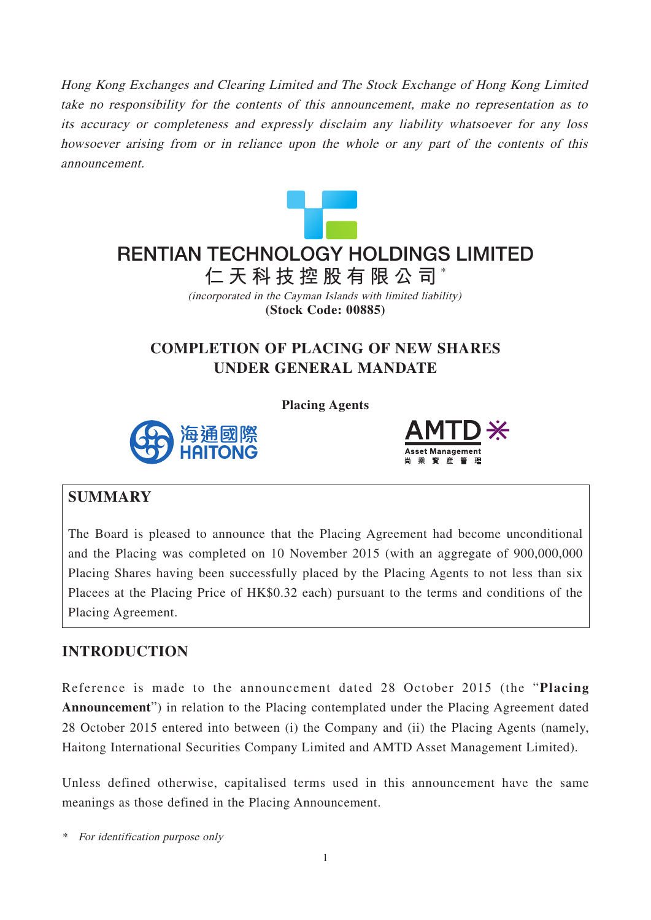*Hong Kong Exchanges and Clearing Limited and The Stock Exchange of Hong Kong Limited take no responsibility for the contents of this announcement, make no representation as to its accuracy or completeness and expressly disclaim any liability whatsoever for any loss howsoever arising from or in reliance upon the whole or any part of the contents of this announcement.*

# RENTIAN TECHNOLOGY HOLDINGS LIMITED

# 仁天科技控股有限公司*

*(incorporated in the Cayman Islands with limited liability)*

**(Stock Code: 00885)**

## COMPLETION OF PLACING OF NEW SHARES UNDER GENERAL MANDATE

**Placing Agents**

海通國際 HAITONG

AMTD Asset Management 尚乘資產管理

## SUMMARY

The Board is pleased to announce that the Placing Agreement had become unconditional and the Placing was completed on 10 November 2015 (with an aggregate of 900,000,000 Placing Shares having been successfully placed by the Placing Agents to not less than six Placees at the Placing Price of HK$0.32 each) pursuant to the terms and conditions of the Placing Agreement.

## INTRODUCTION

Reference is made to the announcement dated 28 October 2015 (the "**Placing Announcement**") in relation to the Placing contemplated under the Placing Agreement dated 28 October 2015 entered into between (i) the Company and (ii) the Placing Agents (namely, Haitong International Securities Company Limited and AMTD Asset Management Limited).

Unless defined otherwise, capitalised terms used in this announcement have the same meanings as those defined in the Placing Announcement.

\* *For identification purpose only*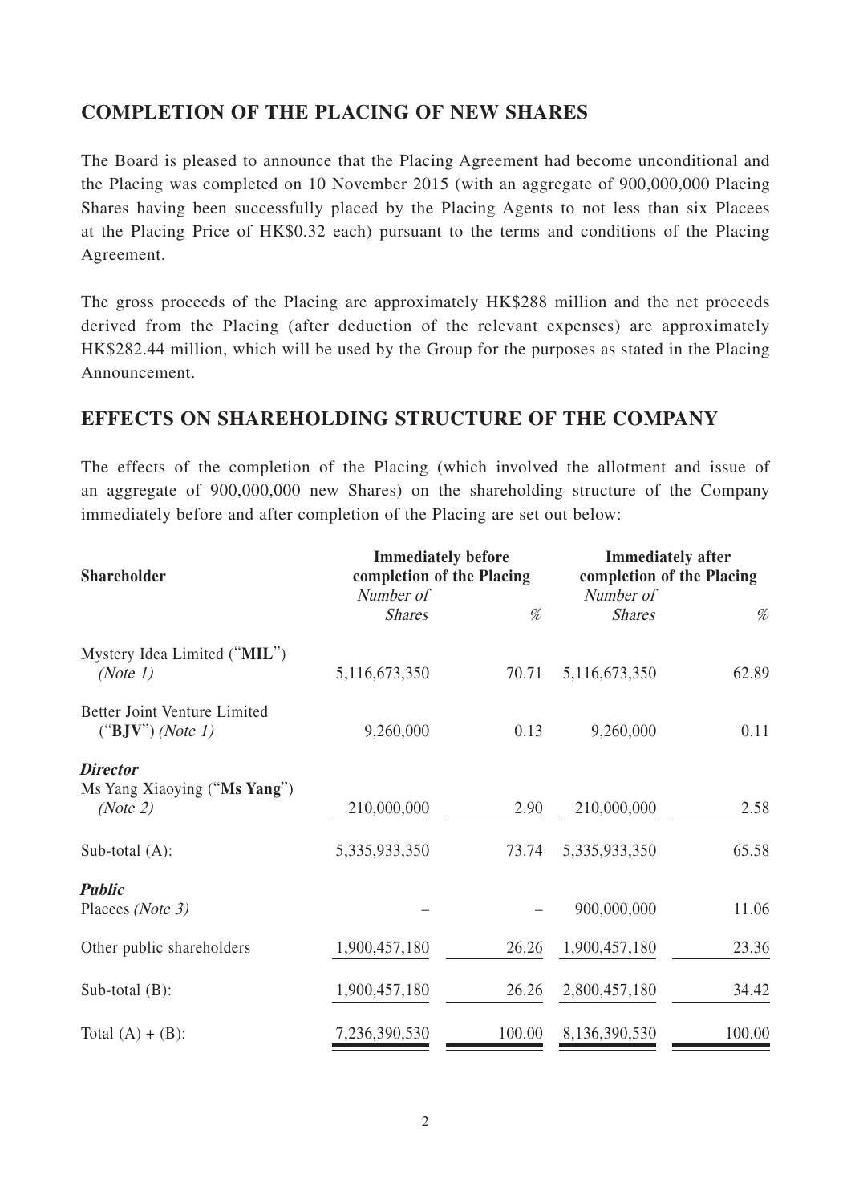## COMPLETION OF THE PLACING OF NEW SHARES

The Board is pleased to announce that the Placing Agreement had become unconditional and the Placing was completed on 10 November 2015 (with an aggregate of 900,000,000 Placing Shares having been successfully placed by the Placing Agents to not less than six Placees at the Placing Price of HK$0.32 each) pursuant to the terms and conditions of the Placing Agreement.

The gross proceeds of the Placing are approximately HK$288 million and the net proceeds derived from the Placing (after deduction of the relevant expenses) are approximately HK$282.44 million, which will be used by the Group for the purposes as stated in the Placing Announcement.

## EFFECTS ON SHAREHOLDING STRUCTURE OF THE COMPANY

The effects of the completion of the Placing (which involved the allotment and issue of an aggregate of 900,000,000 new Shares) on the shareholding structure of the Company immediately before and after completion of the Placing are set out below:

| Shareholder | Immediately before completion of the Placing | | Immediately after completion of the Placing | |
|---|---|---|---|---|
| | *Number of Shares* | *%* | *Number of Shares* | *%* |
| Mystery Idea Limited ("**MIL**") *(Note 1)* | 5,116,673,350 | 70.71 | 5,116,673,350 | 62.89 |
| Better Joint Venture Limited ("**BJV**") *(Note 1)* | 9,260,000 | 0.13 | 9,260,000 | 0.11 |
| ***Director*** | | | | |
| Ms Yang Xiaoying ("**Ms Yang**") *(Note 2)* | 210,000,000 | 2.90 | 210,000,000 | 2.58 |
| Sub-total (A): | 5,335,933,350 | 73.74 | 5,335,933,350 | 65.58 |
| ***Public*** | | | | |
| Placees *(Note 3)* | – | – | 900,000,000 | 11.06 |
| Other public shareholders | 1,900,457,180 | 26.26 | 1,900,457,180 | 23.36 |
| Sub-total (B): | 1,900,457,180 | 26.26 | 2,800,457,180 | 34.42 |
| Total (A) + (B): | 7,236,390,530 | 100.00 | 8,136,390,530 | 100.00 |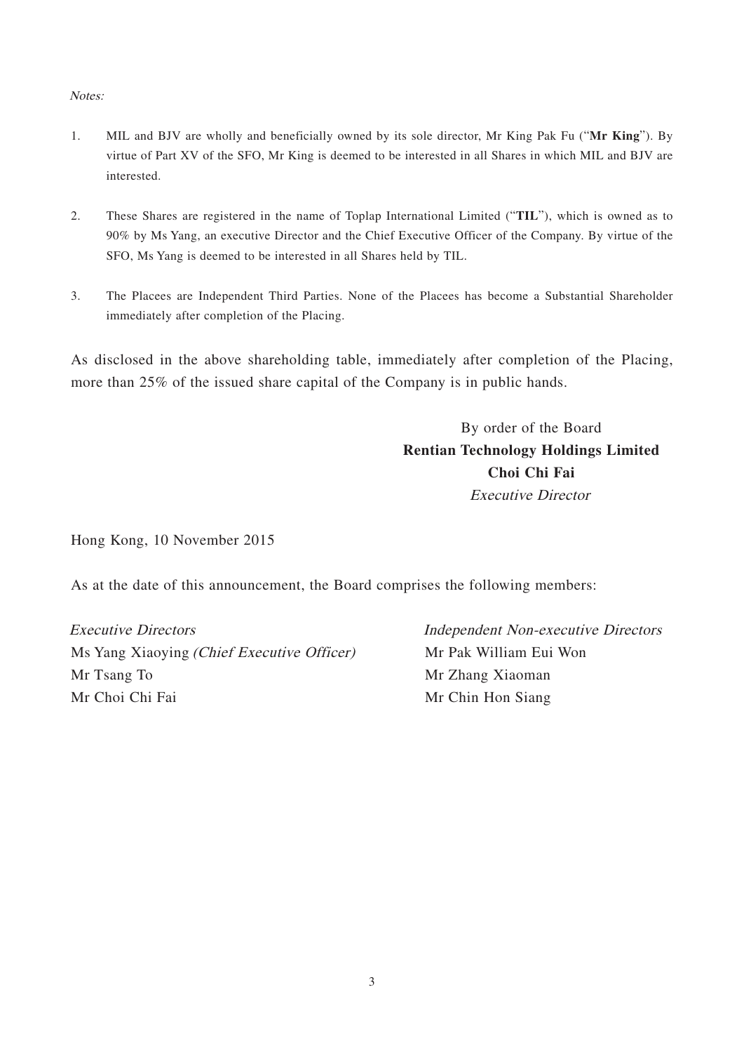*Notes:*

1. MIL and BJV are wholly and beneficially owned by its sole director, Mr King Pak Fu ("**Mr King**"). By virtue of Part XV of the SFO, Mr King is deemed to be interested in all Shares in which MIL and BJV are interested.

2. These Shares are registered in the name of Toplap International Limited ("**TIL**"), which is owned as to 90% by Ms Yang, an executive Director and the Chief Executive Officer of the Company. By virtue of the SFO, Ms Yang is deemed to be interested in all Shares held by TIL.

3. The Placees are Independent Third Parties. None of the Placees has become a Substantial Shareholder immediately after completion of the Placing.

As disclosed in the above shareholding table, immediately after completion of the Placing, more than 25% of the issued share capital of the Company is in public hands.

By order of the Board
**Rentian Technology Holdings Limited**
**Choi Chi Fai**
*Executive Director*

Hong Kong, 10 November 2015

As at the date of this announcement, the Board comprises the following members:

*Executive Directors*
Ms Yang Xiaoying *(Chief Executive Officer)*
Mr Tsang To
Mr Choi Chi Fai

*Independent Non-executive Directors*
Mr Pak William Eui Won
Mr Zhang Xiaoman
Mr Chin Hon Siang